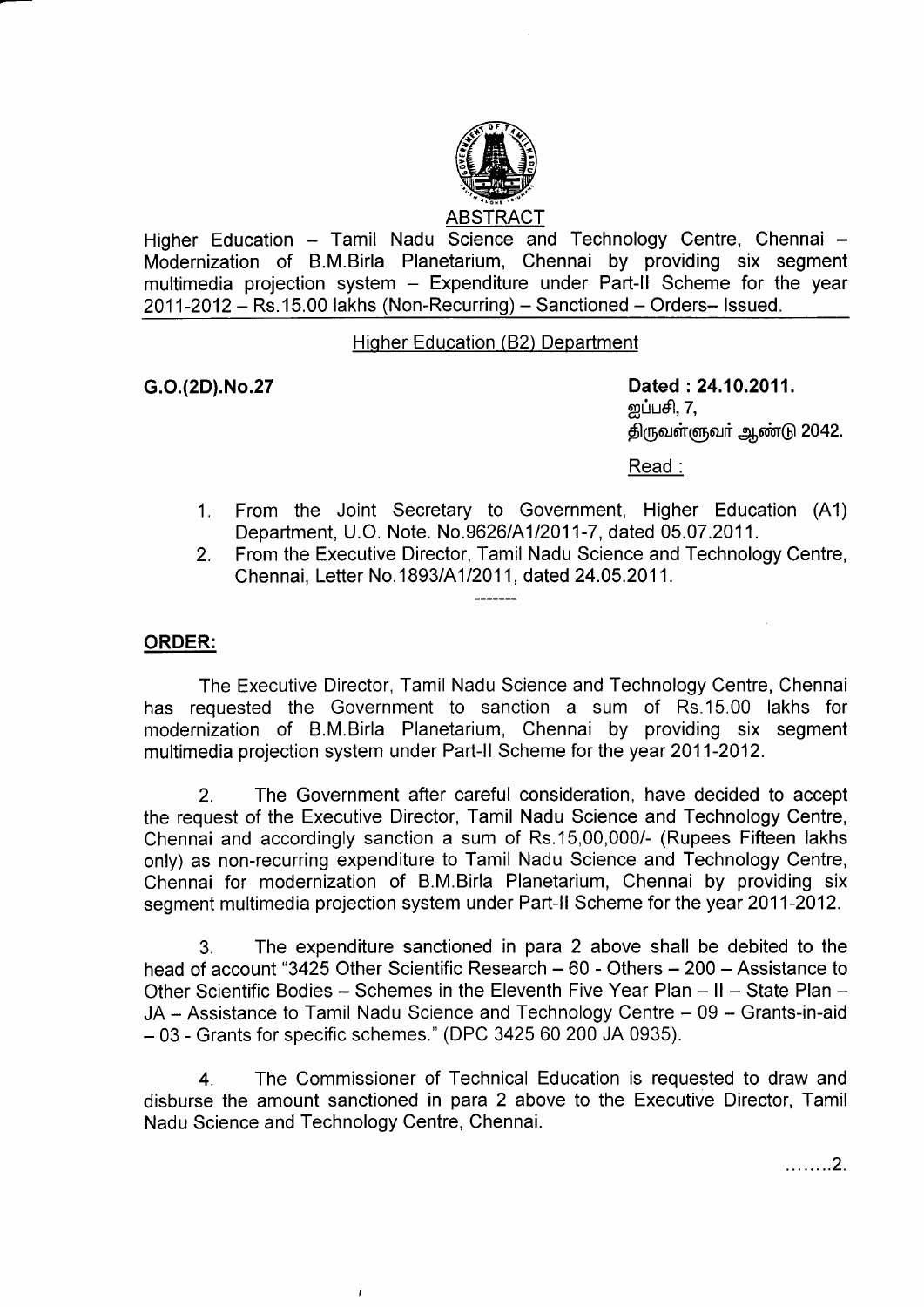## ABSTRACT

Higher Education – Tamil Nadu Science and Technology Centre, Chennai – Modernization of B.M.Birla Planetarium, Chennai by providing six segment multimedia projection system – Expenditure under Part-II Scheme for the year 2011-2012 – Rs.15.00 lakhs (Non-Recurring) – Sanctioned – Orders– Issued.

Higher Education (B2) Department

**G.O.(2D).No.27** **Dated : 24.10.2011.**
ஐப்பசி, 7,
திருவள்ளுவர் ஆண்டு 2042.

Read :

1. From the Joint Secretary to Government, Higher Education (A1) Department, U.O. Note. No.9626/A1/2011-7, dated 05.07.2011.
2. From the Executive Director, Tamil Nadu Science and Technology Centre, Chennai, Letter No.1893/A1/2011, dated 24.05.2011.

-------

**ORDER:**

The Executive Director, Tamil Nadu Science and Technology Centre, Chennai has requested the Government to sanction a sum of Rs.15.00 lakhs for modernization of B.M.Birla Planetarium, Chennai by providing six segment multimedia projection system under Part-II Scheme for the year 2011-2012.

2. The Government after careful consideration, have decided to accept the request of the Executive Director, Tamil Nadu Science and Technology Centre, Chennai and accordingly sanction a sum of Rs.15,00,000/- (Rupees Fifteen lakhs only) as non-recurring expenditure to Tamil Nadu Science and Technology Centre, Chennai for modernization of B.M.Birla Planetarium, Chennai by providing six segment multimedia projection system under Part-II Scheme for the year 2011-2012.

3. The expenditure sanctioned in para 2 above shall be debited to the head of account "3425 Other Scientific Research – 60 - Others – 200 – Assistance to Other Scientific Bodies – Schemes in the Eleventh Five Year Plan – II – State Plan – JA – Assistance to Tamil Nadu Science and Technology Centre – 09 – Grants-in-aid – 03 - Grants for specific schemes." (DPC 3425 60 200 JA 0935).

4. The Commissioner of Technical Education is requested to draw and disburse the amount sanctioned in para 2 above to the Executive Director, Tamil Nadu Science and Technology Centre, Chennai.

........2.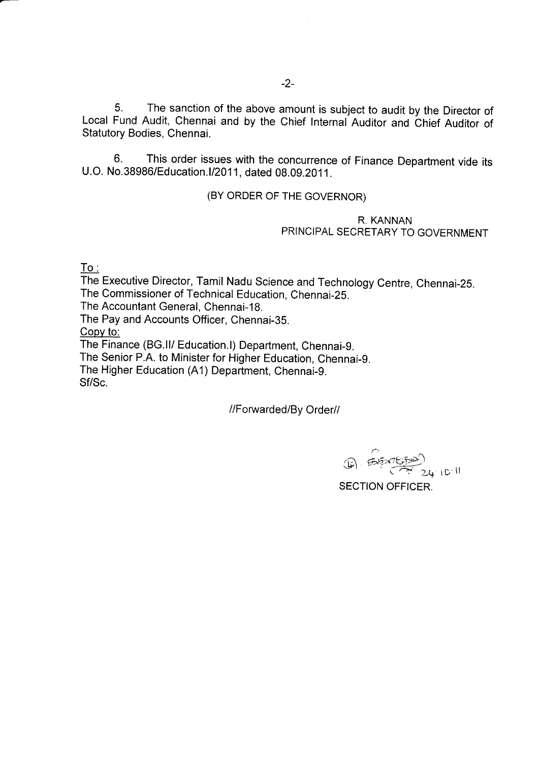5. The sanction of the above amount is subject to audit by the Director of Local Fund Audit, Chennai and by the Chief Internal Auditor and Chief Auditor of Statutory Bodies, Chennai.

6. This order issues with the concurrence of Finance Department vide its U.O. No.38986/Education.I/2011, dated 08.09.2011.

(BY ORDER OF THE GOVERNOR)

R. KANNAN
PRINCIPAL SECRETARY TO GOVERNMENT

To :
The Executive Director, Tamil Nadu Science and Technology Centre, Chennai-25.
The Commissioner of Technical Education, Chennai-25.
The Accountant General, Chennai-18.
The Pay and Accounts Officer, Chennai-35.
Copy to:
The Finance (BG.II/ Education.I) Department, Chennai-9.
The Senior P.A. to Minister for Higher Education, Chennai-9.
The Higher Education (A1) Department, Chennai-9.
Sf/Sc.

//Forwarded/By Order//

24.10.11
SECTION OFFICER.